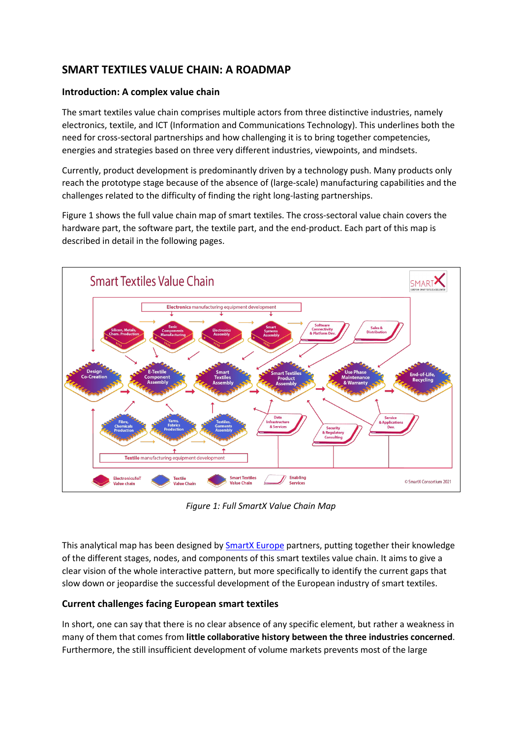# SMART TEXTILES VALUE CHAIN: A ROADMAP

## Introduction: A complex value chain

The smart textiles value chain comprises multiple actors from three distinctive industries, namely electronics, textile, and ICT (Information and Communications Technology). This underlines both the need for cross-sectoral partnerships and how challenging it is to bring together competencies, energies and strategies based on three very different industries, viewpoints, and mindsets.

Currently, product development is predominantly driven by a technology push. Many products only reach the prototype stage because of the absence of (large-scale) manufacturing capabilities and the challenges related to the difficulty of finding the right long-lasting partnerships.

Figure 1 shows the full value chain map of smart textiles. The cross-sectoral value chain covers the hardware part, the software part, the textile part, and the end-product. Each part of this map is described in detail in the following pages.

*Figure 1: Full SmartX Value Chain Map*

This analytical map has been designed by [SmartX Europe] partners, putting together their knowledge of the different stages, nodes, and components of this smart textiles value chain. It aims to give a clear vision of the whole interactive pattern, but more specifically to identify the current gaps that slow down or jeopardise the successful development of the European industry of smart textiles.

## Current challenges facing European smart textiles

In short, one can say that there is no clear absence of any specific element, but rather a weakness in many of them that comes from **little collaborative history between the three industries concerned**. Furthermore, the still insufficient development of volume markets prevents most of the large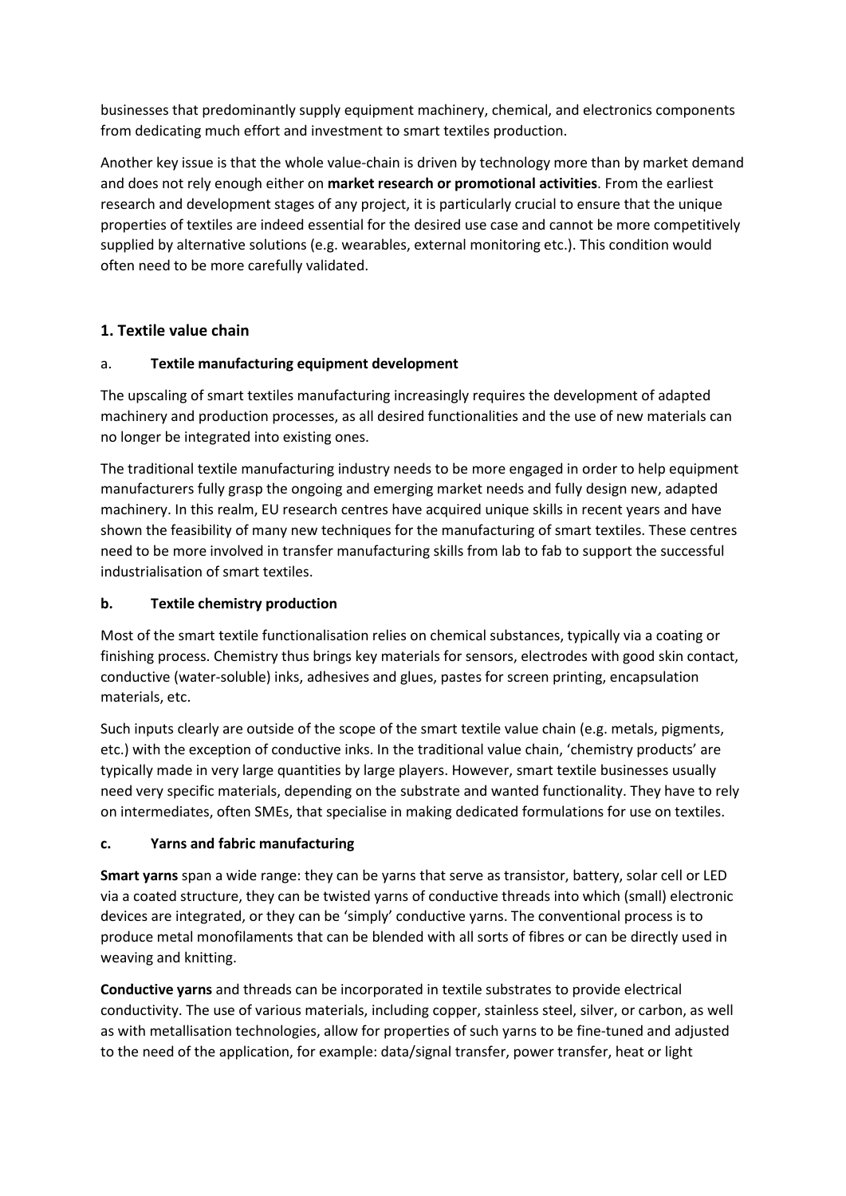businesses that predominantly supply equipment machinery, chemical, and electronics components from dedicating much effort and investment to smart textiles production.

Another key issue is that the whole value-chain is driven by technology more than by market demand and does not rely enough either on **market research or promotional activities**. From the earliest research and development stages of any project, it is particularly crucial to ensure that the unique properties of textiles are indeed essential for the desired use case and cannot be more competitively supplied by alternative solutions (e.g. wearables, external monitoring etc.). This condition would often need to be more carefully validated.

## 1. Textile value chain

### a. Textile manufacturing equipment development

The upscaling of smart textiles manufacturing increasingly requires the development of adapted machinery and production processes, as all desired functionalities and the use of new materials can no longer be integrated into existing ones.

The traditional textile manufacturing industry needs to be more engaged in order to help equipment manufacturers fully grasp the ongoing and emerging market needs and fully design new, adapted machinery. In this realm, EU research centres have acquired unique skills in recent years and have shown the feasibility of many new techniques for the manufacturing of smart textiles. These centres need to be more involved in transfer manufacturing skills from lab to fab to support the successful industrialisation of smart textiles.

### b. Textile chemistry production

Most of the smart textile functionalisation relies on chemical substances, typically via a coating or finishing process. Chemistry thus brings key materials for sensors, electrodes with good skin contact, conductive (water-soluble) inks, adhesives and glues, pastes for screen printing, encapsulation materials, etc.

Such inputs clearly are outside of the scope of the smart textile value chain (e.g. metals, pigments, etc.) with the exception of conductive inks. In the traditional value chain, 'chemistry products' are typically made in very large quantities by large players. However, smart textile businesses usually need very specific materials, depending on the substrate and wanted functionality. They have to rely on intermediates, often SMEs, that specialise in making dedicated formulations for use on textiles.

### c. Yarns and fabric manufacturing

**Smart yarns** span a wide range: they can be yarns that serve as transistor, battery, solar cell or LED via a coated structure, they can be twisted yarns of conductive threads into which (small) electronic devices are integrated, or they can be 'simply' conductive yarns. The conventional process is to produce metal monofilaments that can be blended with all sorts of fibres or can be directly used in weaving and knitting.

**Conductive yarns** and threads can be incorporated in textile substrates to provide electrical conductivity. The use of various materials, including copper, stainless steel, silver, or carbon, as well as with metallisation technologies, allow for properties of such yarns to be fine-tuned and adjusted to the need of the application, for example: data/signal transfer, power transfer, heat or light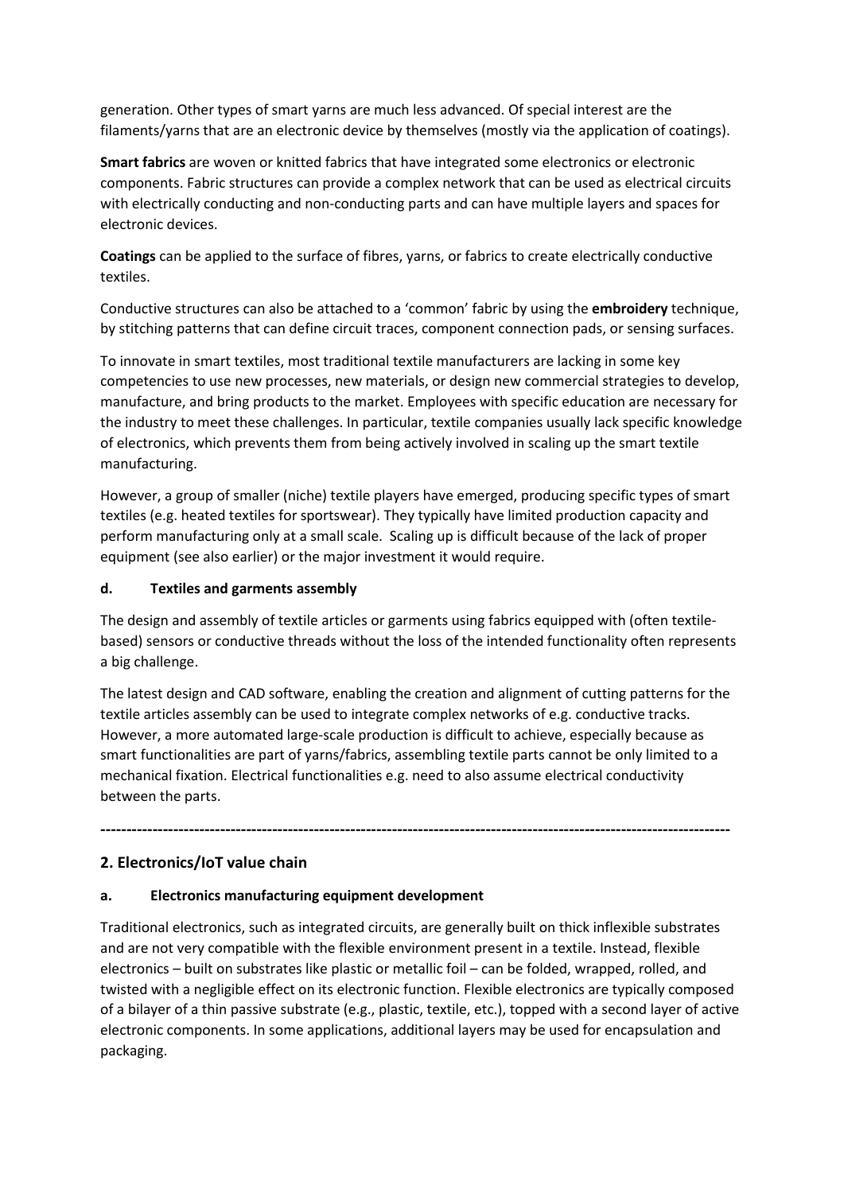generation. Other types of smart yarns are much less advanced. Of special interest are the filaments/yarns that are an electronic device by themselves (mostly via the application of coatings).

**Smart fabrics** are woven or knitted fabrics that have integrated some electronics or electronic components. Fabric structures can provide a complex network that can be used as electrical circuits with electrically conducting and non-conducting parts and can have multiple layers and spaces for electronic devices.

**Coatings** can be applied to the surface of fibres, yarns, or fabrics to create electrically conductive textiles.

Conductive structures can also be attached to a 'common' fabric by using the **embroidery** technique, by stitching patterns that can define circuit traces, component connection pads, or sensing surfaces.

To innovate in smart textiles, most traditional textile manufacturers are lacking in some key competencies to use new processes, new materials, or design new commercial strategies to develop, manufacture, and bring products to the market. Employees with specific education are necessary for the industry to meet these challenges. In particular, textile companies usually lack specific knowledge of electronics, which prevents them from being actively involved in scaling up the smart textile manufacturing.

However, a group of smaller (niche) textile players have emerged, producing specific types of smart textiles (e.g. heated textiles for sportswear). They typically have limited production capacity and perform manufacturing only at a small scale. Scaling up is difficult because of the lack of proper equipment (see also earlier) or the major investment it would require.

### d. Textiles and garments assembly

The design and assembly of textile articles or garments using fabrics equipped with (often textile-based) sensors or conductive threads without the loss of the intended functionality often represents a big challenge.

The latest design and CAD software, enabling the creation and alignment of cutting patterns for the textile articles assembly can be used to integrate complex networks of e.g. conductive tracks. However, a more automated large-scale production is difficult to achieve, especially because as smart functionalities are part of yarns/fabrics, assembling textile parts cannot be only limited to a mechanical fixation. Electrical functionalities e.g. need to also assume electrical conductivity between the parts.

---

## 2. Electronics/IoT value chain

### a. Electronics manufacturing equipment development

Traditional electronics, such as integrated circuits, are generally built on thick inflexible substrates and are not very compatible with the flexible environment present in a textile. Instead, flexible electronics – built on substrates like plastic or metallic foil – can be folded, wrapped, rolled, and twisted with a negligible effect on its electronic function. Flexible electronics are typically composed of a bilayer of a thin passive substrate (e.g., plastic, textile, etc.), topped with a second layer of active electronic components. In some applications, additional layers may be used for encapsulation and packaging.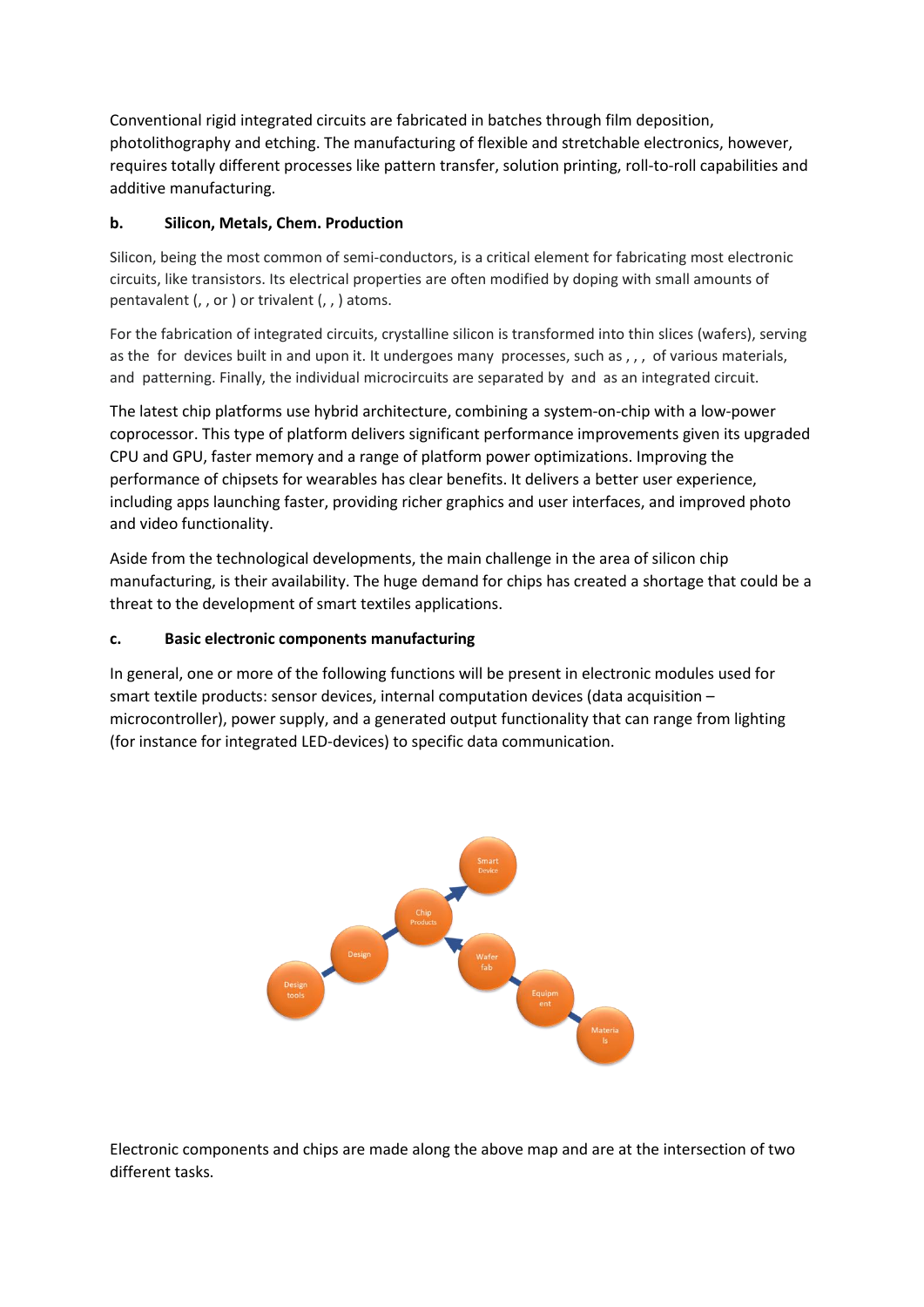Conventional rigid integrated circuits are fabricated in batches through film deposition, photolithography and etching. The manufacturing of flexible and stretchable electronics, however, requires totally different processes like pattern transfer, solution printing, roll-to-roll capabilities and additive manufacturing.

### b. Silicon, Metals, Chem. Production

Silicon, being the most common of semi-conductors, is a critical element for fabricating most electronic circuits, like transistors. Its electrical properties are often modified by doping with small amounts of pentavalent (, , or ) or trivalent (, , ) atoms.

For the fabrication of integrated circuits, crystalline silicon is transformed into thin slices (wafers), serving as the for devices built in and upon it. It undergoes many processes, such as , , , of various materials, and patterning. Finally, the individual microcircuits are separated by and as an integrated circuit.

The latest chip platforms use hybrid architecture, combining a system-on-chip with a low-power coprocessor. This type of platform delivers significant performance improvements given its upgraded CPU and GPU, faster memory and a range of platform power optimizations. Improving the performance of chipsets for wearables has clear benefits. It delivers a better user experience, including apps launching faster, providing richer graphics and user interfaces, and improved photo and video functionality.

Aside from the technological developments, the main challenge in the area of silicon chip manufacturing, is their availability. The huge demand for chips has created a shortage that could be a threat to the development of smart textiles applications.

### c. Basic electronic components manufacturing

In general, one or more of the following functions will be present in electronic modules used for smart textile products: sensor devices, internal computation devices (data acquisition – microcontroller), power supply, and a generated output functionality that can range from lighting (for instance for integrated LED-devices) to specific data communication.

Design tools → Design → Chip Products → Smart Device

Materials → Equipment → Wafer fab → Chip Products

Electronic components and chips are made along the above map and are at the intersection of two different tasks.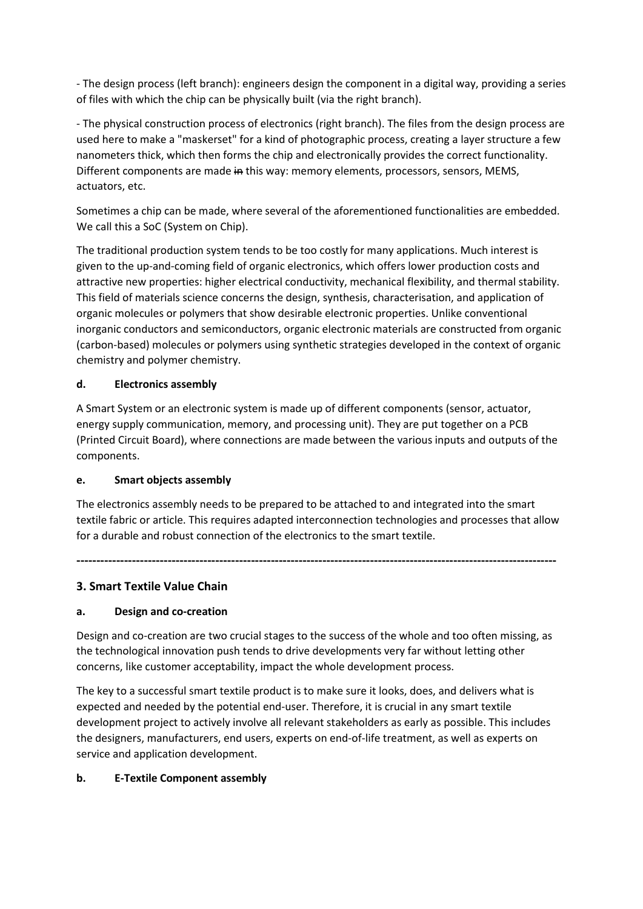- The design process (left branch): engineers design the component in a digital way, providing a series of files with which the chip can be physically built (via the right branch).

- The physical construction process of electronics (right branch). The files from the design process are used here to make a "maskerset" for a kind of photographic process, creating a layer structure a few nanometers thick, which then forms the chip and electronically provides the correct functionality. Different components are made ~~in~~ this way: memory elements, processors, sensors, MEMS, actuators, etc.

Sometimes a chip can be made, where several of the aforementioned functionalities are embedded. We call this a SoC (System on Chip).

The traditional production system tends to be too costly for many applications. Much interest is given to the up-and-coming field of organic electronics, which offers lower production costs and attractive new properties: higher electrical conductivity, mechanical flexibility, and thermal stability. This field of materials science concerns the design, synthesis, characterisation, and application of organic molecules or polymers that show desirable electronic properties. Unlike conventional inorganic conductors and semiconductors, organic electronic materials are constructed from organic (carbon-based) molecules or polymers using synthetic strategies developed in the context of organic chemistry and polymer chemistry.

#### d. Electronics assembly

A Smart System or an electronic system is made up of different components (sensor, actuator, energy supply communication, memory, and processing unit). They are put together on a PCB (Printed Circuit Board), where connections are made between the various inputs and outputs of the components.

#### e. Smart objects assembly

The electronics assembly needs to be prepared to be attached to and integrated into the smart textile fabric or article. This requires adapted interconnection technologies and processes that allow for a durable and robust connection of the electronics to the smart textile.

---

## 3. Smart Textile Value Chain

#### a. Design and co-creation

Design and co-creation are two crucial stages to the success of the whole and too often missing, as the technological innovation push tends to drive developments very far without letting other concerns, like customer acceptability, impact the whole development process.

The key to a successful smart textile product is to make sure it looks, does, and delivers what is expected and needed by the potential end-user. Therefore, it is crucial in any smart textile development project to actively involve all relevant stakeholders as early as possible. This includes the designers, manufacturers, end users, experts on end-of-life treatment, as well as experts on service and application development.

#### b. E-Textile Component assembly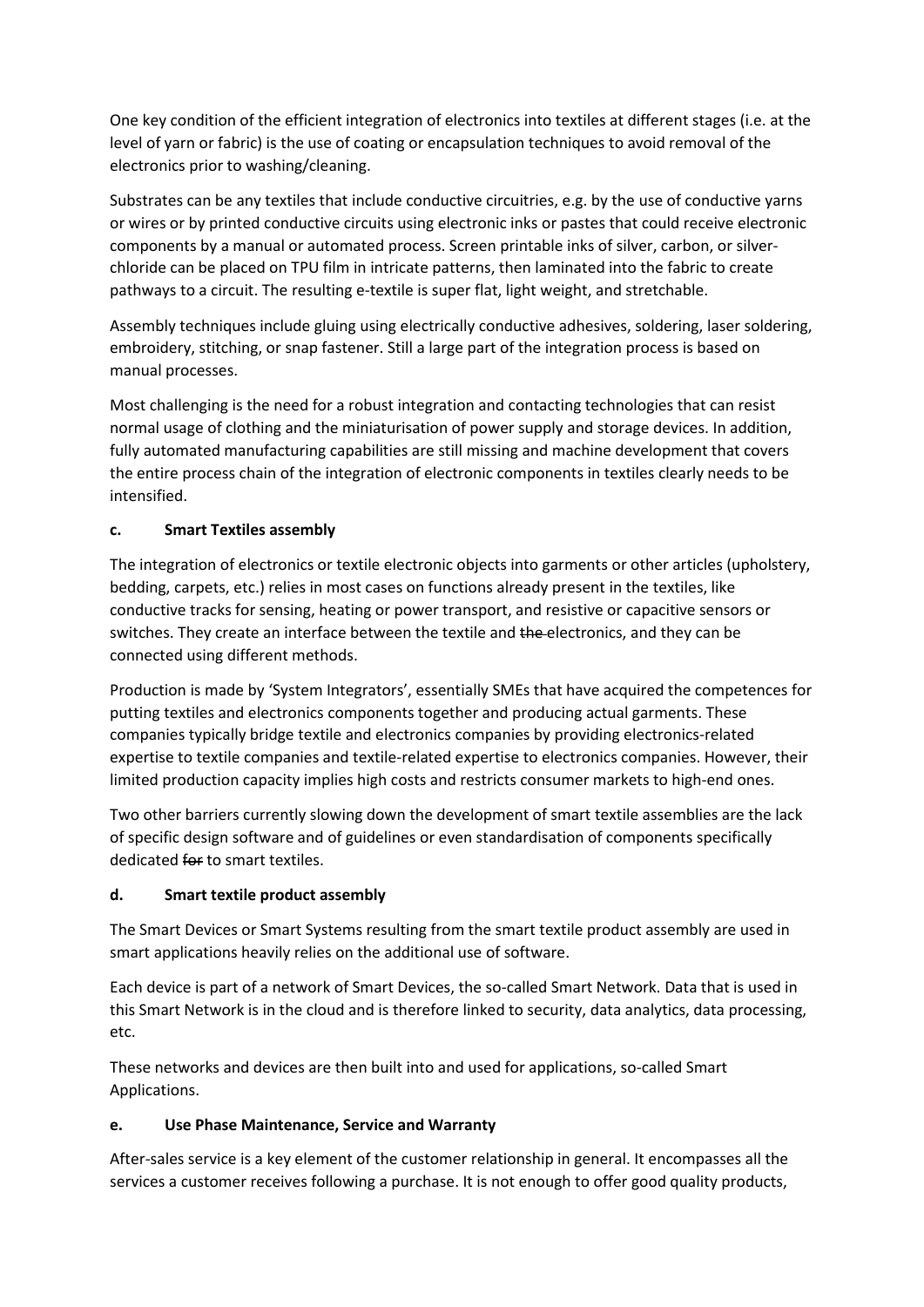One key condition of the efficient integration of electronics into textiles at different stages (i.e. at the level of yarn or fabric) is the use of coating or encapsulation techniques to avoid removal of the electronics prior to washing/cleaning.

Substrates can be any textiles that include conductive circuitries, e.g. by the use of conductive yarns or wires or by printed conductive circuits using electronic inks or pastes that could receive electronic components by a manual or automated process. Screen printable inks of silver, carbon, or silver-chloride can be placed on TPU film in intricate patterns, then laminated into the fabric to create pathways to a circuit. The resulting e-textile is super flat, light weight, and stretchable.

Assembly techniques include gluing using electrically conductive adhesives, soldering, laser soldering, embroidery, stitching, or snap fastener. Still a large part of the integration process is based on manual processes.

Most challenging is the need for a robust integration and contacting technologies that can resist normal usage of clothing and the miniaturisation of power supply and storage devices. In addition, fully automated manufacturing capabilities are still missing and machine development that covers the entire process chain of the integration of electronic components in textiles clearly needs to be intensified.

#### c. Smart Textiles assembly

The integration of electronics or textile electronic objects into garments or other articles (upholstery, bedding, carpets, etc.) relies in most cases on functions already present in the textiles, like conductive tracks for sensing, heating or power transport, and resistive or capacitive sensors or switches. They create an interface between the textile and ~~the~~ electronics, and they can be connected using different methods.

Production is made by 'System Integrators', essentially SMEs that have acquired the competences for putting textiles and electronics components together and producing actual garments. These companies typically bridge textile and electronics companies by providing electronics-related expertise to textile companies and textile-related expertise to electronics companies. However, their limited production capacity implies high costs and restricts consumer markets to high-end ones.

Two other barriers currently slowing down the development of smart textile assemblies are the lack of specific design software and of guidelines or even standardisation of components specifically dedicated ~~for~~ to smart textiles.

#### d. Smart textile product assembly

The Smart Devices or Smart Systems resulting from the smart textile product assembly are used in smart applications heavily relies on the additional use of software.

Each device is part of a network of Smart Devices, the so-called Smart Network. Data that is used in this Smart Network is in the cloud and is therefore linked to security, data analytics, data processing, etc.

These networks and devices are then built into and used for applications, so-called Smart Applications.

#### e. Use Phase Maintenance, Service and Warranty

After-sales service is a key element of the customer relationship in general. It encompasses all the services a customer receives following a purchase. It is not enough to offer good quality products,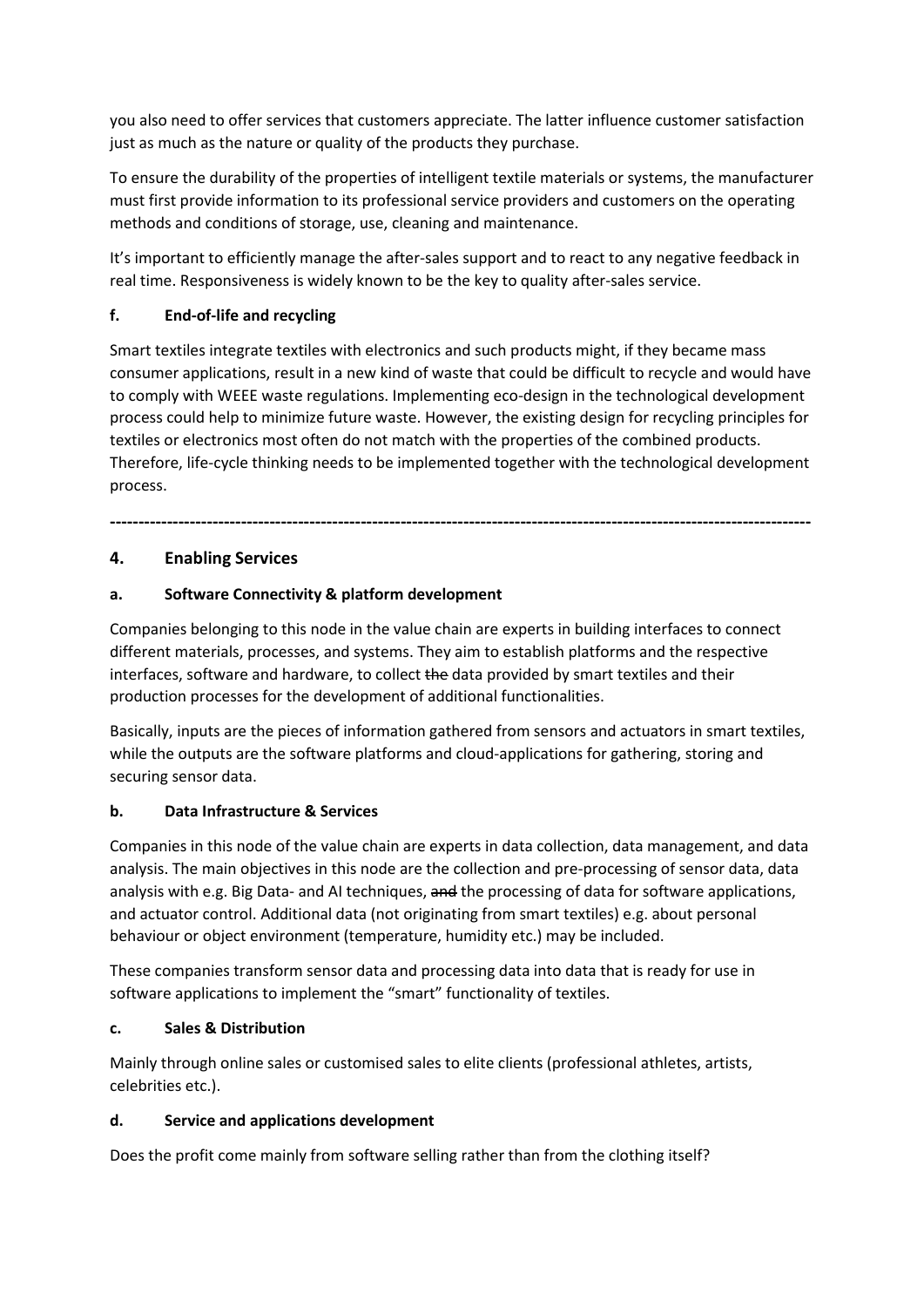you also need to offer services that customers appreciate. The latter influence customer satisfaction just as much as the nature or quality of the products they purchase.

To ensure the durability of the properties of intelligent textile materials or systems, the manufacturer must first provide information to its professional service providers and customers on the operating methods and conditions of storage, use, cleaning and maintenance.

It's important to efficiently manage the after-sales support and to react to any negative feedback in real time. Responsiveness is widely known to be the key to quality after-sales service.

### f. End-of-life and recycling

Smart textiles integrate textiles with electronics and such products might, if they became mass consumer applications, result in a new kind of waste that could be difficult to recycle and would have to comply with WEEE waste regulations. Implementing eco-design in the technological development process could help to minimize future waste. However, the existing design for recycling principles for textiles or electronics most often do not match with the properties of the combined products. Therefore, life-cycle thinking needs to be implemented together with the technological development process.

---

## 4. Enabling Services

### a. Software Connectivity & platform development

Companies belonging to this node in the value chain are experts in building interfaces to connect different materials, processes, and systems. They aim to establish platforms and the respective interfaces, software and hardware, to collect ~~the~~ data provided by smart textiles and their production processes for the development of additional functionalities.

Basically, inputs are the pieces of information gathered from sensors and actuators in smart textiles, while the outputs are the software platforms and cloud-applications for gathering, storing and securing sensor data.

### b. Data Infrastructure & Services

Companies in this node of the value chain are experts in data collection, data management, and data analysis. The main objectives in this node are the collection and pre-processing of sensor data, data analysis with e.g. Big Data- and AI techniques, ~~and~~ the processing of data for software applications, and actuator control. Additional data (not originating from smart textiles) e.g. about personal behaviour or object environment (temperature, humidity etc.) may be included.

These companies transform sensor data and processing data into data that is ready for use in software applications to implement the "smart" functionality of textiles.

### c. Sales & Distribution

Mainly through online sales or customised sales to elite clients (professional athletes, artists, celebrities etc.).

### d. Service and applications development

Does the profit come mainly from software selling rather than from the clothing itself?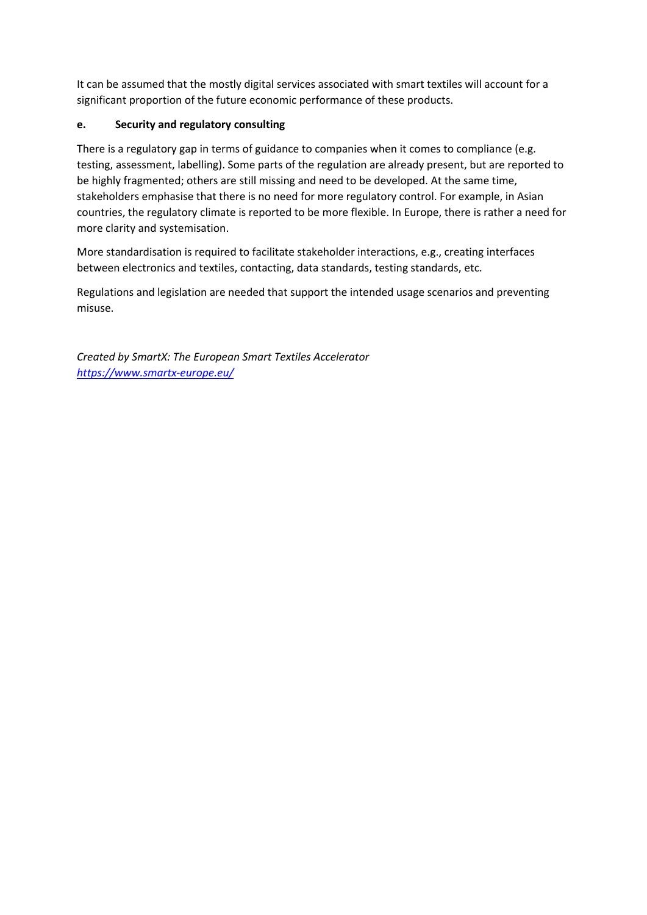It can be assumed that the mostly digital services associated with smart textiles will account for a significant proportion of the future economic performance of these products.

#### e. Security and regulatory consulting

There is a regulatory gap in terms of guidance to companies when it comes to compliance (e.g. testing, assessment, labelling). Some parts of the regulation are already present, but are reported to be highly fragmented; others are still missing and need to be developed. At the same time, stakeholders emphasise that there is no need for more regulatory control. For example, in Asian countries, the regulatory climate is reported to be more flexible. In Europe, there is rather a need for more clarity and systemisation.

More standardisation is required to facilitate stakeholder interactions, e.g., creating interfaces between electronics and textiles, contacting, data standards, testing standards, etc.

Regulations and legislation are needed that support the intended usage scenarios and preventing misuse.

*Created by SmartX: The European Smart Textiles Accelerator*
[https://www.smartx-europe.eu/](https://www.smartx-europe.eu/)